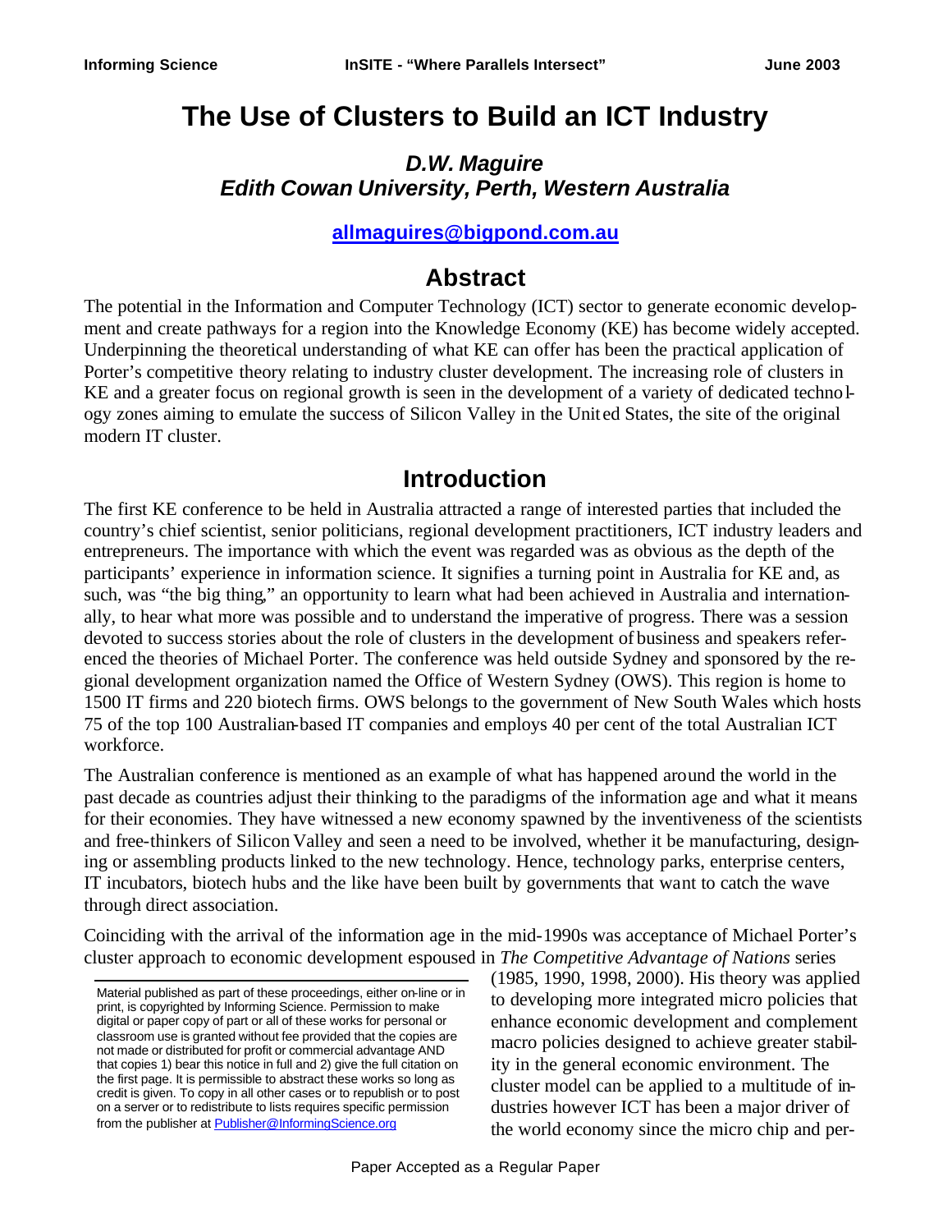# The Use of Clusters to Build an ICT Industry

### *D.W. Maguire*
### *Edith Cowan University, Perth, Western Australia*

**allmaguires@bigpond.com.au**

## Abstract

The potential in the Information and Computer Technology (ICT) sector to generate economic development and create pathways for a region into the Knowledge Economy (KE) has become widely accepted. Underpinning the theoretical understanding of what KE can offer has been the practical application of Porter's competitive theory relating to industry cluster development. The increasing role of clusters in KE and a greater focus on regional growth is seen in the development of a variety of dedicated technology zones aiming to emulate the success of Silicon Valley in the United States, the site of the original modern IT cluster.

## Introduction

The first KE conference to be held in Australia attracted a range of interested parties that included the country's chief scientist, senior politicians, regional development practitioners, ICT industry leaders and entrepreneurs. The importance with which the event was regarded was as obvious as the depth of the participants' experience in information science. It signifies a turning point in Australia for KE and, as such, was "the big thing," an opportunity to learn what had been achieved in Australia and internationally, to hear what more was possible and to understand the imperative of progress. There was a session devoted to success stories about the role of clusters in the development of business and speakers referenced the theories of Michael Porter. The conference was held outside Sydney and sponsored by the regional development organization named the Office of Western Sydney (OWS). This region is home to 1500 IT firms and 220 biotech firms. OWS belongs to the government of New South Wales which hosts 75 of the top 100 Australian-based IT companies and employs 40 per cent of the total Australian ICT workforce.

The Australian conference is mentioned as an example of what has happened around the world in the past decade as countries adjust their thinking to the paradigms of the information age and what it means for their economies. They have witnessed a new economy spawned by the inventiveness of the scientists and free-thinkers of Silicon Valley and seen a need to be involved, whether it be manufacturing, designing or assembling products linked to the new technology. Hence, technology parks, enterprise centers, IT incubators, biotech hubs and the like have been built by governments that want to catch the wave through direct association.

Coinciding with the arrival of the information age in the mid-1990s was acceptance of Michael Porter's cluster approach to economic development espoused in *The Competitive Advantage of Nations* series (1985, 1990, 1998, 2000). His theory was applied to developing more integrated micro policies that enhance economic development and complement macro policies designed to achieve greater stability in the general economic environment. The cluster model can be applied to a multitude of industries however ICT has been a major driver of the world economy since the micro chip and per-

Material published as part of these proceedings, either on-line or in print, is copyrighted by Informing Science. Permission to make digital or paper copy of part or all of these works for personal or classroom use is granted without fee provided that the copies are not made or distributed for profit or commercial advantage AND that copies 1) bear this notice in full and 2) give the full citation on the first page. It is permissible to abstract these works so long as credit is given. To copy in all other cases or to republish or to post on a server or to redistribute to lists requires specific permission from the publisher at Publisher@InformingScience.org

Paper Accepted as a Regular Paper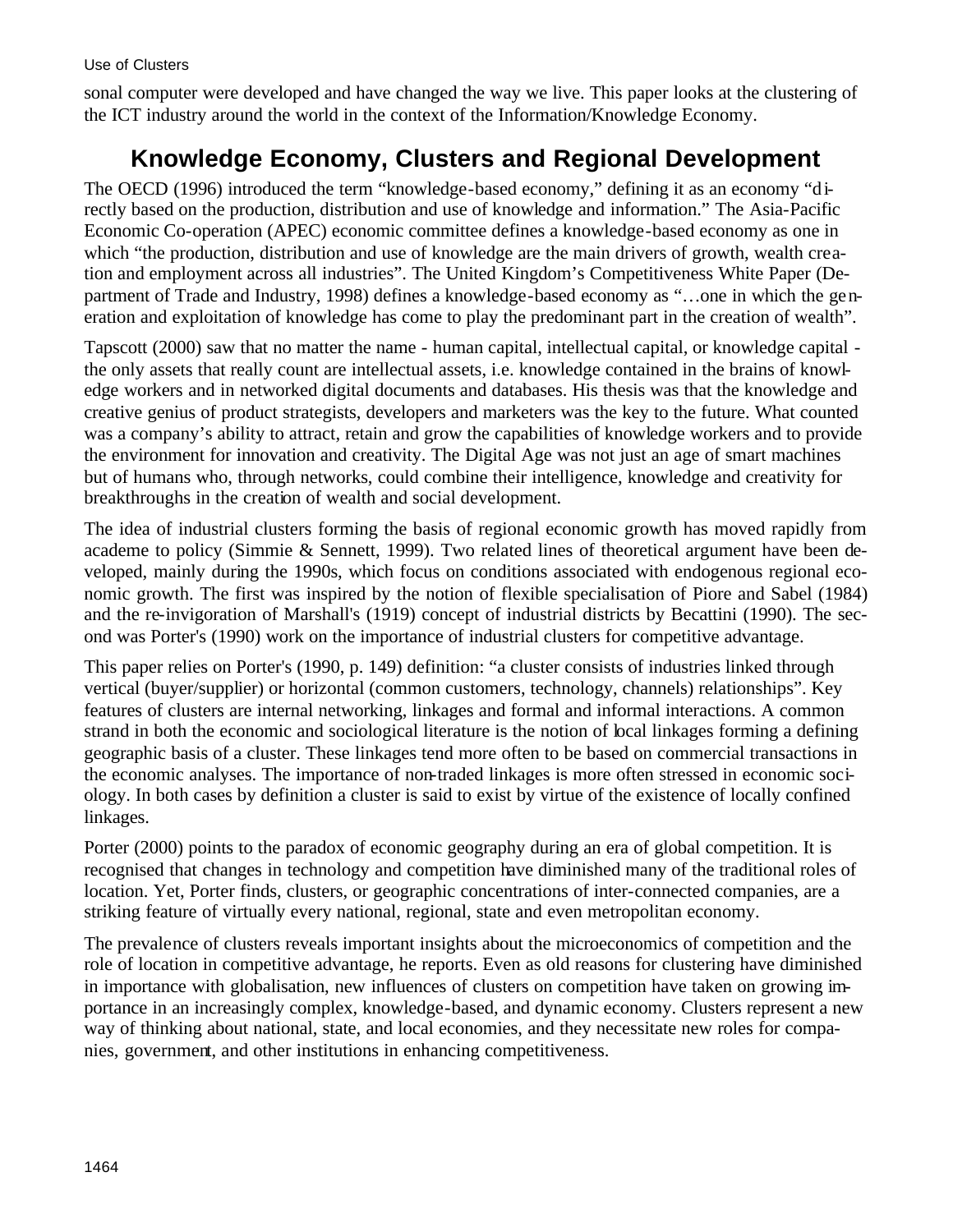sonal computer were developed and have changed the way we live. This paper looks at the clustering of the ICT industry around the world in the context of the Information/Knowledge Economy.

## Knowledge Economy, Clusters and Regional Development

The OECD (1996) introduced the term "knowledge-based economy," defining it as an economy "directly based on the production, distribution and use of knowledge and information." The Asia-Pacific Economic Co-operation (APEC) economic committee defines a knowledge-based economy as one in which "the production, distribution and use of knowledge are the main drivers of growth, wealth creation and employment across all industries". The United Kingdom's Competitiveness White Paper (Department of Trade and Industry, 1998) defines a knowledge-based economy as "…one in which the generation and exploitation of knowledge has come to play the predominant part in the creation of wealth".

Tapscott (2000) saw that no matter the name - human capital, intellectual capital, or knowledge capital - the only assets that really count are intellectual assets, i.e. knowledge contained in the brains of knowledge workers and in networked digital documents and databases. His thesis was that the knowledge and creative genius of product strategists, developers and marketers was the key to the future. What counted was a company's ability to attract, retain and grow the capabilities of knowledge workers and to provide the environment for innovation and creativity. The Digital Age was not just an age of smart machines but of humans who, through networks, could combine their intelligence, knowledge and creativity for breakthroughs in the creation of wealth and social development.

The idea of industrial clusters forming the basis of regional economic growth has moved rapidly from academe to policy (Simmie & Sennett, 1999). Two related lines of theoretical argument have been developed, mainly during the 1990s, which focus on conditions associated with endogenous regional economic growth. The first was inspired by the notion of flexible specialisation of Piore and Sabel (1984) and the re-invigoration of Marshall's (1919) concept of industrial districts by Becattini (1990). The second was Porter's (1990) work on the importance of industrial clusters for competitive advantage.

This paper relies on Porter's (1990, p. 149) definition: "a cluster consists of industries linked through vertical (buyer/supplier) or horizontal (common customers, technology, channels) relationships". Key features of clusters are internal networking, linkages and formal and informal interactions. A common strand in both the economic and sociological literature is the notion of local linkages forming a defining geographic basis of a cluster. These linkages tend more often to be based on commercial transactions in the economic analyses. The importance of non-traded linkages is more often stressed in economic sociology. In both cases by definition a cluster is said to exist by virtue of the existence of locally confined linkages.

Porter (2000) points to the paradox of economic geography during an era of global competition. It is recognised that changes in technology and competition have diminished many of the traditional roles of location. Yet, Porter finds, clusters, or geographic concentrations of inter-connected companies, are a striking feature of virtually every national, regional, state and even metropolitan economy.

The prevalence of clusters reveals important insights about the microeconomics of competition and the role of location in competitive advantage, he reports. Even as old reasons for clustering have diminished in importance with globalisation, new influences of clusters on competition have taken on growing importance in an increasingly complex, knowledge-based, and dynamic economy. Clusters represent a new way of thinking about national, state, and local economies, and they necessitate new roles for companies, government, and other institutions in enhancing competitiveness.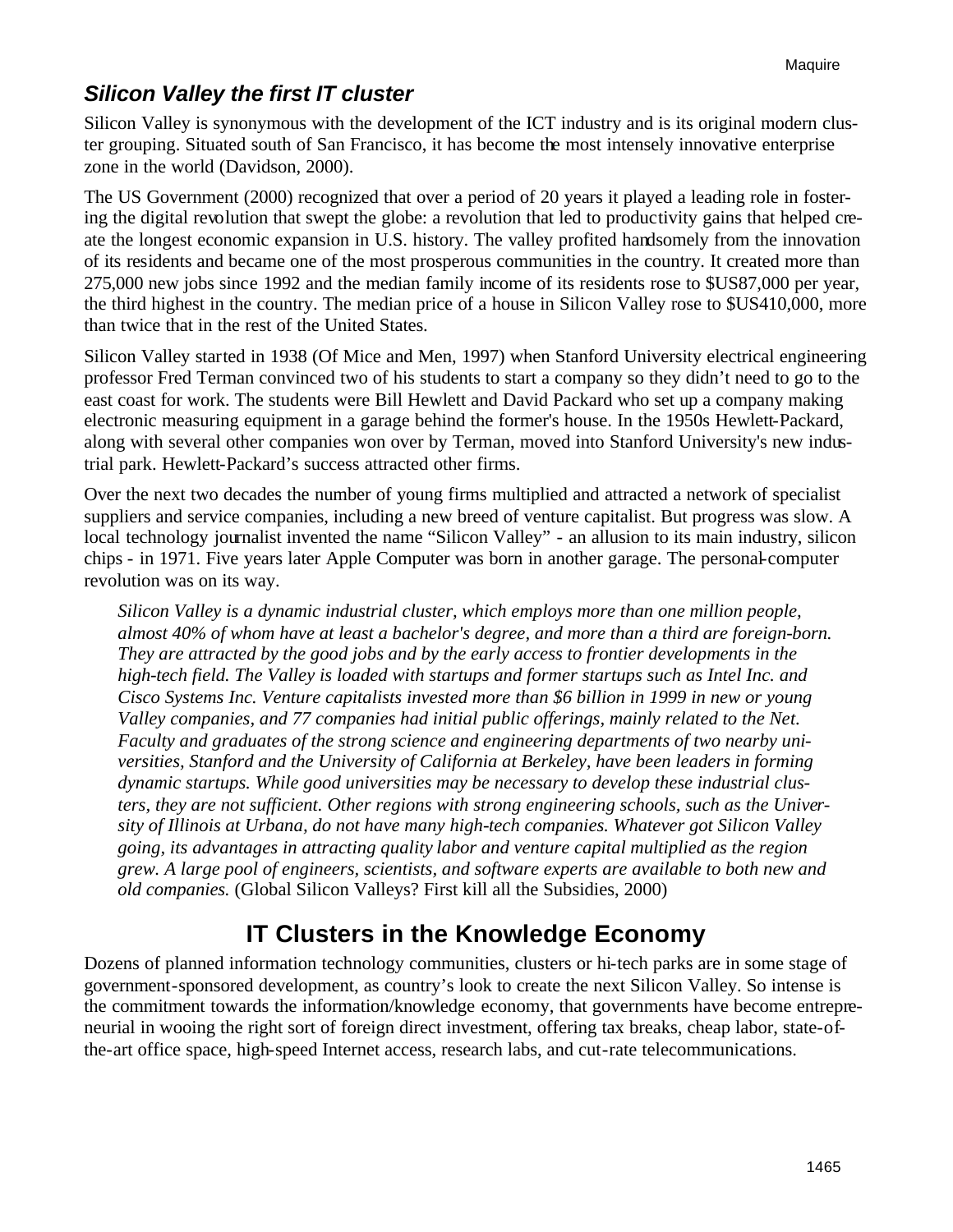### *Silicon Valley the first IT cluster*

Silicon Valley is synonymous with the development of the ICT industry and is its original modern cluster grouping. Situated south of San Francisco, it has become the most intensely innovative enterprise zone in the world (Davidson, 2000).

The US Government (2000) recognized that over a period of 20 years it played a leading role in fostering the digital revolution that swept the globe: a revolution that led to productivity gains that helped create the longest economic expansion in U.S. history. The valley profited handsomely from the innovation of its residents and became one of the most prosperous communities in the country. It created more than 275,000 new jobs since 1992 and the median family income of its residents rose to $US87,000 per year, the third highest in the country. The median price of a house in Silicon Valley rose to $US410,000, more than twice that in the rest of the United States.

Silicon Valley started in 1938 (Of Mice and Men, 1997) when Stanford University electrical engineering professor Fred Terman convinced two of his students to start a company so they didn't need to go to the east coast for work. The students were Bill Hewlett and David Packard who set up a company making electronic measuring equipment in a garage behind the former's house. In the 1950s Hewlett-Packard, along with several other companies won over by Terman, moved into Stanford University's new industrial park. Hewlett-Packard's success attracted other firms.

Over the next two decades the number of young firms multiplied and attracted a network of specialist suppliers and service companies, including a new breed of venture capitalist. But progress was slow. A local technology journalist invented the name "Silicon Valley" - an allusion to its main industry, silicon chips - in 1971. Five years later Apple Computer was born in another garage. The personal-computer revolution was on its way.

> *Silicon Valley is a dynamic industrial cluster, which employs more than one million people, almost 40% of whom have at least a bachelor's degree, and more than a third are foreign-born. They are attracted by the good jobs and by the early access to frontier developments in the high-tech field. The Valley is loaded with startups and former startups such as Intel Inc. and Cisco Systems Inc. Venture capitalists invested more than $6 billion in 1999 in new or young Valley companies, and 77 companies had initial public offerings, mainly related to the Net. Faculty and graduates of the strong science and engineering departments of two nearby universities, Stanford and the University of California at Berkeley, have been leaders in forming dynamic startups. While good universities may be necessary to develop these industrial clusters, they are not sufficient. Other regions with strong engineering schools, such as the University of Illinois at Urbana, do not have many high-tech companies. Whatever got Silicon Valley going, its advantages in attracting quality labor and venture capital multiplied as the region grew. A large pool of engineers, scientists, and software experts are available to both new and old companies.* (Global Silicon Valleys? First kill all the Subsidies, 2000)

## IT Clusters in the Knowledge Economy

Dozens of planned information technology communities, clusters or hi-tech parks are in some stage of government-sponsored development, as country's look to create the next Silicon Valley. So intense is the commitment towards the information/knowledge economy, that governments have become entrepreneurial in wooing the right sort of foreign direct investment, offering tax breaks, cheap labor, state-of-the-art office space, high-speed Internet access, research labs, and cut-rate telecommunications.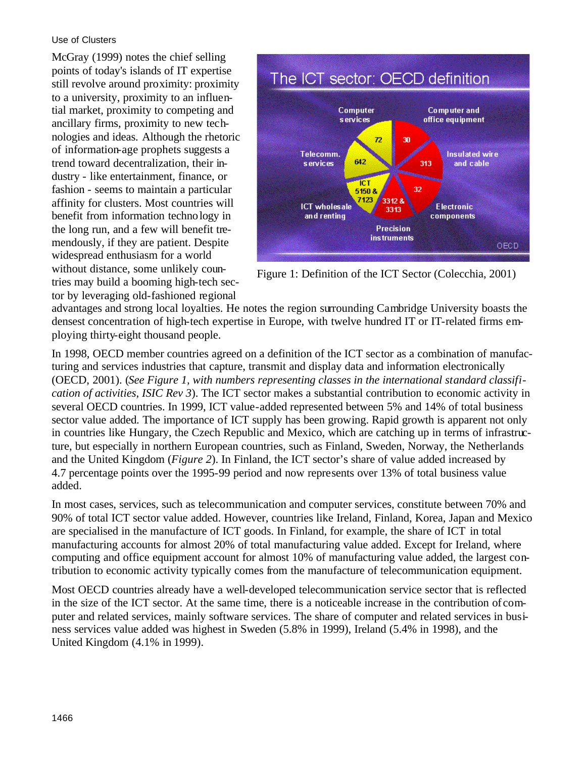## Use of Clusters

McGray (1999) notes the chief selling points of today's islands of IT expertise still revolve around proximity: proximity to a university, proximity to an influential market, proximity to competing and ancillary firms, proximity to new technologies and ideas. Although the rhetoric of information-age prophets suggests a trend toward decentralization, their industry - like entertainment, finance, or fashion - seems to maintain a particular affinity for clusters. Most countries will benefit from information technology in the long run, and a few will benefit tremendously, if they are patient. Despite widespread enthusiasm for a world without distance, some unlikely countries may build a booming high-tech sector by leveraging old-fashioned regional advantages and strong local loyalties. He notes the region surrounding Cambridge University boasts the densest concentration of high-tech expertise in Europe, with twelve hundred IT or IT-related firms employing thirty-eight thousand people.

Figure 1: Definition of the ICT Sector (Colecchia, 2001)

In 1998, OECD member countries agreed on a definition of the ICT sector as a combination of manufacturing and services industries that capture, transmit and display data and information electronically (OECD, 2001). (*See Figure 1, with numbers representing classes in the international standard classification of activities, ISIC Rev 3*). The ICT sector makes a substantial contribution to economic activity in several OECD countries. In 1999, ICT value-added represented between 5% and 14% of total business sector value added. The importance of ICT supply has been growing. Rapid growth is apparent not only in countries like Hungary, the Czech Republic and Mexico, which are catching up in terms of infrastructure, but especially in northern European countries, such as Finland, Sweden, Norway, the Netherlands and the United Kingdom (*Figure 2*). In Finland, the ICT sector's share of value added increased by 4.7 percentage points over the 1995-99 period and now represents over 13% of total business value added.

In most cases, services, such as telecommunication and computer services, constitute between 70% and 90% of total ICT sector value added. However, countries like Ireland, Finland, Korea, Japan and Mexico are specialised in the manufacture of ICT goods. In Finland, for example, the share of ICT in total manufacturing accounts for almost 20% of total manufacturing value added. Except for Ireland, where computing and office equipment account for almost 10% of manufacturing value added, the largest contribution to economic activity typically comes from the manufacture of telecommunication equipment.

Most OECD countries already have a well-developed telecommunication service sector that is reflected in the size of the ICT sector. At the same time, there is a noticeable increase in the contribution of computer and related services, mainly software services. The share of computer and related services in business services value added was highest in Sweden (5.8% in 1999), Ireland (5.4% in 1998), and the United Kingdom (4.1% in 1999).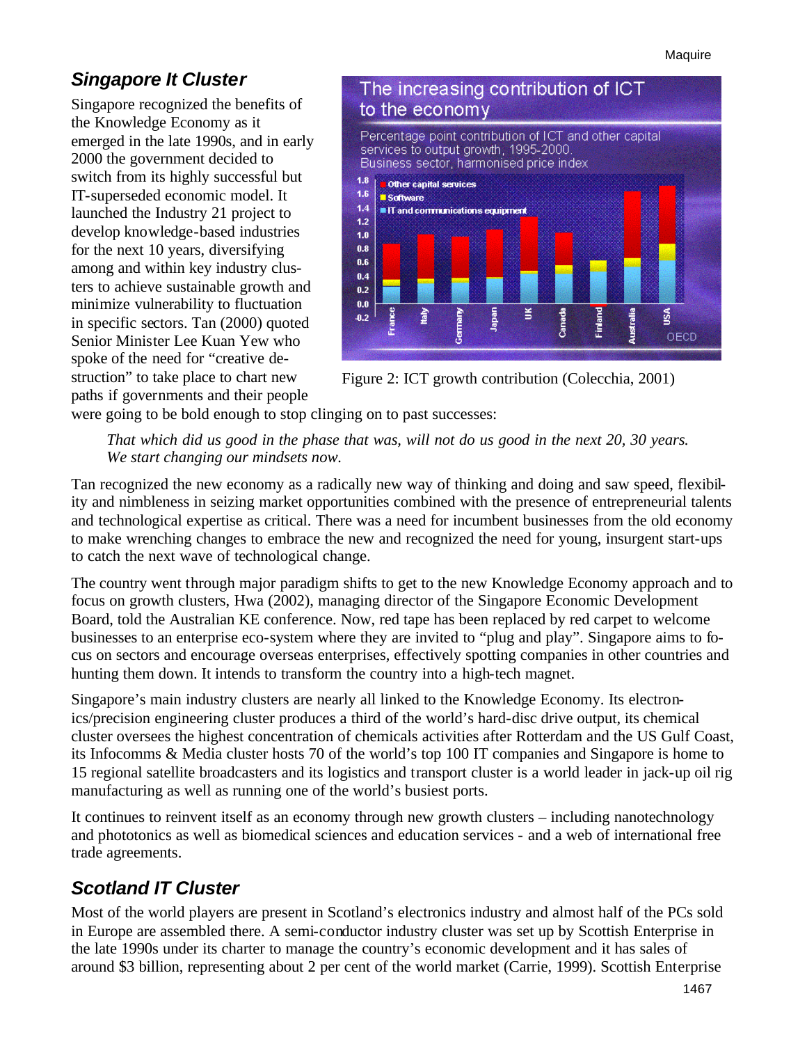## *Singapore It Cluster*

Singapore recognized the benefits of the Knowledge Economy as it emerged in the late 1990s, and in early 2000 the government decided to switch from its highly successful but IT-superseded economic model. It launched the Industry 21 project to develop knowledge-based industries for the next 10 years, diversifying among and within key industry clusters to achieve sustainable growth and minimize vulnerability to fluctuation in specific sectors. Tan (2000) quoted Senior Minister Lee Kuan Yew who spoke of the need for "creative destruction" to take place to chart new paths if governments and their people were going to be bold enough to stop clinging on to past successes:

Figure 2: ICT growth contribution (Colecchia, 2001)

> *That which did us good in the phase that was, will not do us good in the next 20, 30 years. We start changing our mindsets now.*

Tan recognized the new economy as a radically new way of thinking and doing and saw speed, flexibility and nimbleness in seizing market opportunities combined with the presence of entrepreneurial talents and technological expertise as critical. There was a need for incumbent businesses from the old economy to make wrenching changes to embrace the new and recognized the need for young, insurgent start-ups to catch the next wave of technological change.

The country went through major paradigm shifts to get to the new Knowledge Economy approach and to focus on growth clusters, Hwa (2002), managing director of the Singapore Economic Development Board, told the Australian KE conference. Now, red tape has been replaced by red carpet to welcome businesses to an enterprise eco-system where they are invited to "plug and play". Singapore aims to focus on sectors and encourage overseas enterprises, effectively spotting companies in other countries and hunting them down. It intends to transform the country into a high-tech magnet.

Singapore's main industry clusters are nearly all linked to the Knowledge Economy. Its electronics/precision engineering cluster produces a third of the world's hard-disc drive output, its chemical cluster oversees the highest concentration of chemicals activities after Rotterdam and the US Gulf Coast, its Infocomms & Media cluster hosts 70 of the world's top 100 IT companies and Singapore is home to 15 regional satellite broadcasters and its logistics and transport cluster is a world leader in jack-up oil rig manufacturing as well as running one of the world's busiest ports.

It continues to reinvent itself as an economy through new growth clusters – including nanotechnology and phototonics as well as biomedical sciences and education services - and a web of international free trade agreements.

## *Scotland IT Cluster*

Most of the world players are present in Scotland's electronics industry and almost half of the PCs sold in Europe are assembled there. A semi-conductor industry cluster was set up by Scottish Enterprise in the late 1990s under its charter to manage the country's economic development and it has sales of around $3 billion, representing about 2 per cent of the world market (Carrie, 1999). Scottish Enterprise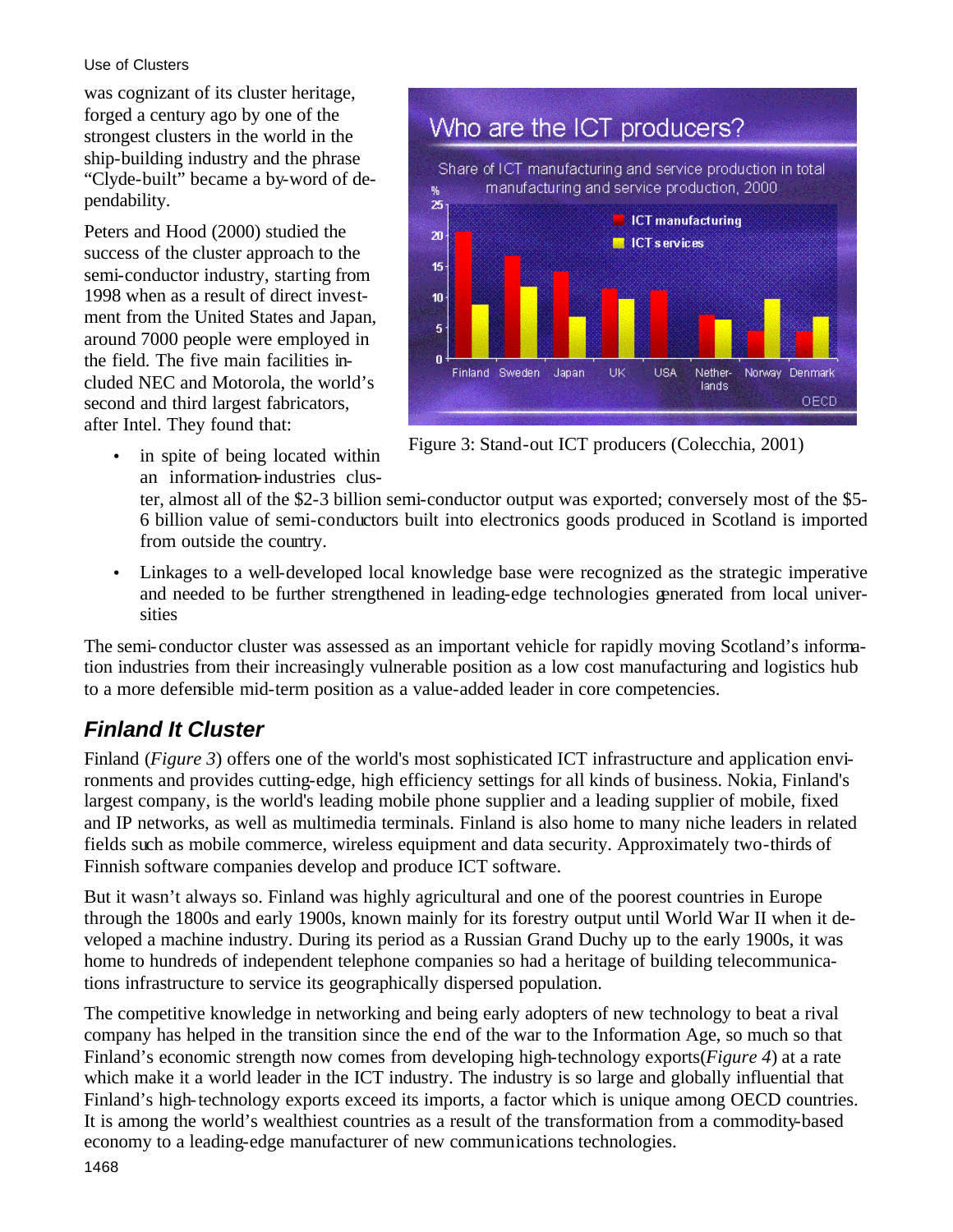was cognizant of its cluster heritage, forged a century ago by one of the strongest clusters in the world in the ship-building industry and the phrase "Clyde-built" became a by-word of dependability.

Peters and Hood (2000) studied the success of the cluster approach to the semi-conductor industry, starting from 1998 when as a result of direct investment from the United States and Japan, around 7000 people were employed in the field. The five main facilities included NEC and Motorola, the world's second and third largest fabricators, after Intel. They found that:

- in spite of being located within an information-industries cluster, almost all of the $2-3 billion semi-conductor output was exported; conversely most of the $5-6 billion value of semi-conductors built into electronics goods produced in Scotland is imported from outside the country.
- Linkages to a well-developed local knowledge base were recognized as the strategic imperative and needed to be further strengthened in leading-edge technologies generated from local universities

Figure 3: Stand-out ICT producers (Colecchia, 2001)

The semi-conductor cluster was assessed as an important vehicle for rapidly moving Scotland's information industries from their increasingly vulnerable position as a low cost manufacturing and logistics hub to a more defensible mid-term position as a value-added leader in core competencies.

## Finland It Cluster

Finland (*Figure 3*) offers one of the world's most sophisticated ICT infrastructure and application environments and provides cutting-edge, high efficiency settings for all kinds of business. Nokia, Finland's largest company, is the world's leading mobile phone supplier and a leading supplier of mobile, fixed and IP networks, as well as multimedia terminals. Finland is also home to many niche leaders in related fields such as mobile commerce, wireless equipment and data security. Approximately two-thirds of Finnish software companies develop and produce ICT software.

But it wasn't always so. Finland was highly agricultural and one of the poorest countries in Europe through the 1800s and early 1900s, known mainly for its forestry output until World War II when it developed a machine industry. During its period as a Russian Grand Duchy up to the early 1900s, it was home to hundreds of independent telephone companies so had a heritage of building telecommunications infrastructure to service its geographically dispersed population.

The competitive knowledge in networking and being early adopters of new technology to beat a rival company has helped in the transition since the end of the war to the Information Age, so much so that Finland's economic strength now comes from developing high-technology exports(*Figure 4*) at a rate which make it a world leader in the ICT industry. The industry is so large and globally influential that Finland's high-technology exports exceed its imports, a factor which is unique among OECD countries. It is among the world's wealthiest countries as a result of the transformation from a commodity-based economy to a leading-edge manufacturer of new communications technologies.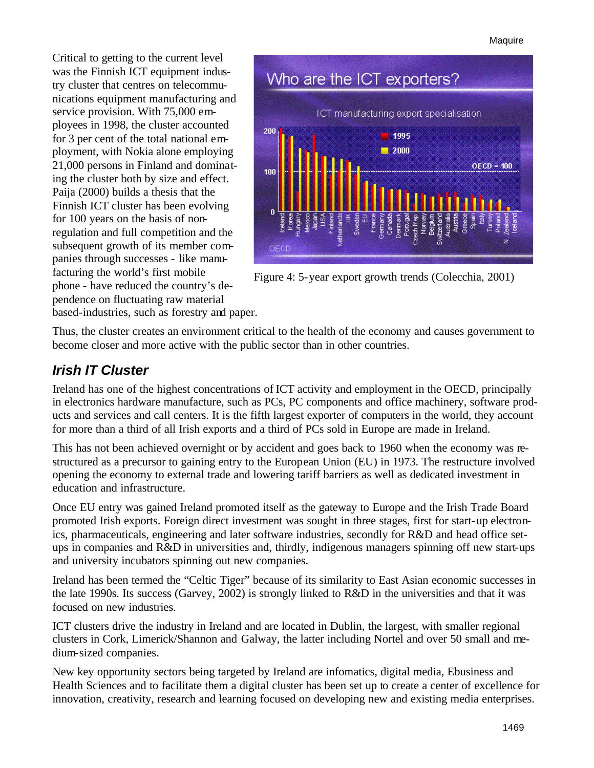Critical to getting to the current level was the Finnish ICT equipment industry cluster that centres on telecommunications equipment manufacturing and service provision. With 75,000 employees in 1998, the cluster accounted for 3 per cent of the total national employment, with Nokia alone employing 21,000 persons in Finland and dominating the cluster both by size and effect. Paija (2000) builds a thesis that the Finnish ICT cluster has been evolving for 100 years on the basis of non-regulation and full competition and the subsequent growth of its member companies through successes - like manufacturing the world's first mobile phone - have reduced the country's dependence on fluctuating raw material based-industries, such as forestry and paper.

Figure 4: 5-year export growth trends (Colecchia, 2001)

Thus, the cluster creates an environment critical to the health of the economy and causes government to become closer and more active with the public sector than in other countries.

## *Irish IT Cluster*

Ireland has one of the highest concentrations of ICT activity and employment in the OECD, principally in electronics hardware manufacture, such as PCs, PC components and office machinery, software products and services and call centers. It is the fifth largest exporter of computers in the world, they account for more than a third of all Irish exports and a third of PCs sold in Europe are made in Ireland.

This has not been achieved overnight or by accident and goes back to 1960 when the economy was restructured as a precursor to gaining entry to the European Union (EU) in 1973. The restructure involved opening the economy to external trade and lowering tariff barriers as well as dedicated investment in education and infrastructure.

Once EU entry was gained Ireland promoted itself as the gateway to Europe and the Irish Trade Board promoted Irish exports. Foreign direct investment was sought in three stages, first for start-up electronics, pharmaceuticals, engineering and later software industries, secondly for R&D and head office set-ups in companies and R&D in universities and, thirdly, indigenous managers spinning off new start-ups and university incubators spinning out new companies.

Ireland has been termed the "Celtic Tiger" because of its similarity to East Asian economic successes in the late 1990s. Its success (Garvey, 2002) is strongly linked to R&D in the universities and that it was focused on new industries.

ICT clusters drive the industry in Ireland and are located in Dublin, the largest, with smaller regional clusters in Cork, Limerick/Shannon and Galway, the latter including Nortel and over 50 small and medium-sized companies.

New key opportunity sectors being targeted by Ireland are infomatics, digital media, Ebusiness and Health Sciences and to facilitate them a digital cluster has been set up to create a center of excellence for innovation, creativity, research and learning focused on developing new and existing media enterprises.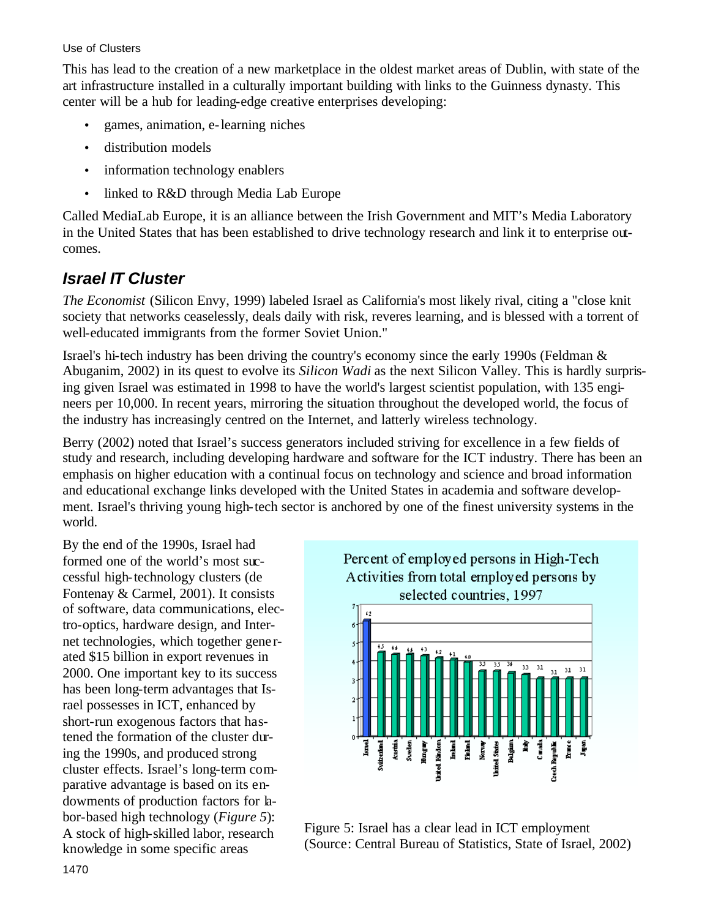This has lead to the creation of a new marketplace in the oldest market areas of Dublin, with state of the art infrastructure installed in a culturally important building with links to the Guinness dynasty. This center will be a hub for leading-edge creative enterprises developing:

- games, animation, e-learning niches
- distribution models
- information technology enablers
- linked to R&D through Media Lab Europe

Called MediaLab Europe, it is an alliance between the Irish Government and MIT's Media Laboratory in the United States that has been established to drive technology research and link it to enterprise outcomes.

## *Israel IT Cluster*

*The Economist* (Silicon Envy, 1999) labeled Israel as California's most likely rival, citing a "close knit society that networks ceaselessly, deals daily with risk, reveres learning, and is blessed with a torrent of well-educated immigrants from the former Soviet Union."

Israel's hi-tech industry has been driving the country's economy since the early 1990s (Feldman & Abuganim, 2002) in its quest to evolve its *Silicon Wadi* as the next Silicon Valley. This is hardly surprising given Israel was estimated in 1998 to have the world's largest scientist population, with 135 engineers per 10,000. In recent years, mirroring the situation throughout the developed world, the focus of the industry has increasingly centred on the Internet, and latterly wireless technology.

Berry (2002) noted that Israel's success generators included striving for excellence in a few fields of study and research, including developing hardware and software for the ICT industry. There has been an emphasis on higher education with a continual focus on technology and science and broad information and educational exchange links developed with the United States in academia and software development. Israel's thriving young high-tech sector is anchored by one of the finest university systems in the world.

By the end of the 1990s, Israel had formed one of the world's most successful high-technology clusters (de Fontenay & Carmel, 2001). It consists of software, data communications, electro-optics, hardware design, and Internet technologies, which together generated $15 billion in export revenues in 2000. One important key to its success has been long-term advantages that Israel possesses in ICT, enhanced by short-run exogenous factors that hastened the formation of the cluster during the 1990s, and produced strong cluster effects. Israel's long-term comparative advantage is based on its endowments of production factors for labor-based high technology (*Figure 5*): A stock of high-skilled labor, research knowledge in some specific areas

Percent of employed persons in High-Tech Activities from total employed persons by selected countries, 1997

| Country | Percent |
|---|---|
| Israel | 6.2 |
| Switzerland | 4.5 |
| Austria | 4.4 |
| Sweden | 4.4 |
| Hungary | 4.3 |
| United Kingdom | 4.2 |
| Ireland | 4.1 |
| Finland | 4.0 |
| Norway | 3.5 |
| United States | 3.5 |
| Belgium | 3.4 |
| Italy | 3.3 |
| Canada | 3.1 |
| Czech Republic | 3.1 |
| France | 3.1 |
| Japan | 3.1 |

Figure 5: Israel has a clear lead in ICT employment (Source: Central Bureau of Statistics, State of Israel, 2002)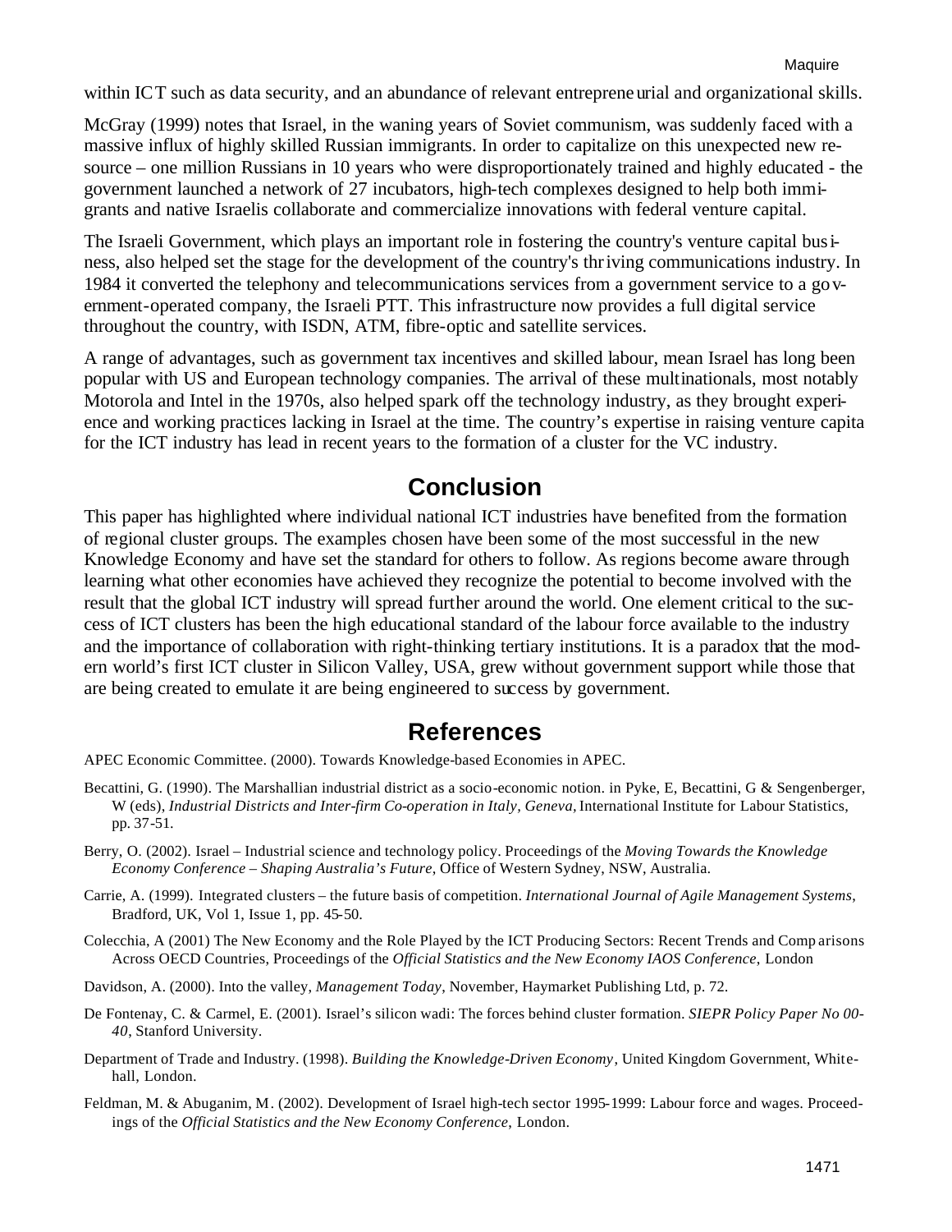within ICT such as data security, and an abundance of relevant entrepreneurial and organizational skills.

McGray (1999) notes that Israel, in the waning years of Soviet communism, was suddenly faced with a massive influx of highly skilled Russian immigrants. In order to capitalize on this unexpected new resource – one million Russians in 10 years who were disproportionately trained and highly educated - the government launched a network of 27 incubators, high-tech complexes designed to help both immigrants and native Israelis collaborate and commercialize innovations with federal venture capital.

The Israeli Government, which plays an important role in fostering the country's venture capital business, also helped set the stage for the development of the country's thriving communications industry. In 1984 it converted the telephony and telecommunications services from a government service to a government-operated company, the Israeli PTT. This infrastructure now provides a full digital service throughout the country, with ISDN, ATM, fibre-optic and satellite services.

A range of advantages, such as government tax incentives and skilled labour, mean Israel has long been popular with US and European technology companies. The arrival of these multinationals, most notably Motorola and Intel in the 1970s, also helped spark off the technology industry, as they brought experience and working practices lacking in Israel at the time. The country's expertise in raising venture capita for the ICT industry has lead in recent years to the formation of a cluster for the VC industry.

## Conclusion

This paper has highlighted where individual national ICT industries have benefited from the formation of regional cluster groups. The examples chosen have been some of the most successful in the new Knowledge Economy and have set the standard for others to follow. As regions become aware through learning what other economies have achieved they recognize the potential to become involved with the result that the global ICT industry will spread further around the world. One element critical to the success of ICT clusters has been the high educational standard of the labour force available to the industry and the importance of collaboration with right-thinking tertiary institutions. It is a paradox that the modern world's first ICT cluster in Silicon Valley, USA, grew without government support while those that are being created to emulate it are being engineered to success by government.

## References

APEC Economic Committee. (2000). Towards Knowledge-based Economies in APEC.

Becattini, G. (1990). The Marshallian industrial district as a socio-economic notion. in Pyke, E, Becattini, G & Sengenberger, W (eds), *Industrial Districts and Inter-firm Co-operation in Italy, Geneva,* International Institute for Labour Statistics, pp. 37-51.

Berry, O. (2002). Israel – Industrial science and technology policy. Proceedings of the *Moving Towards the Knowledge Economy Conference – Shaping Australia's Future,* Office of Western Sydney, NSW, Australia.

Carrie, A. (1999). Integrated clusters – the future basis of competition. *International Journal of Agile Management Systems,* Bradford, UK, Vol 1, Issue 1, pp. 45-50.

Colecchia, A (2001) The New Economy and the Role Played by the ICT Producing Sectors: Recent Trends and Comparisons Across OECD Countries, Proceedings of the *Official Statistics and the New Economy IAOS Conference,* London

Davidson, A. (2000). Into the valley, *Management Today*, November, Haymarket Publishing Ltd, p. 72.

De Fontenay, C. & Carmel, E. (2001). Israel's silicon wadi: The forces behind cluster formation. *SIEPR Policy Paper No 00-40*, Stanford University.

Department of Trade and Industry. (1998). *Building the Knowledge-Driven Economy*, United Kingdom Government, Whitehall, London.

Feldman, M. & Abuganim, M. (2002). Development of Israel high-tech sector 1995-1999: Labour force and wages. Proceedings of the *Official Statistics and the New Economy Conference,* London.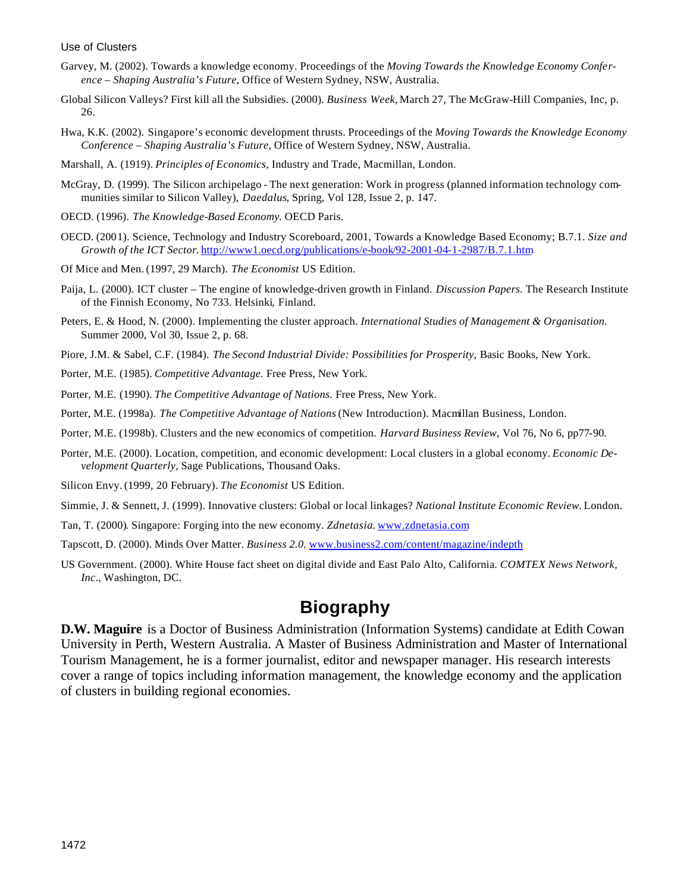Garvey, M. (2002). Towards a knowledge economy. Proceedings of the *Moving Towards the Knowledge Economy Conference – Shaping Australia's Future*, Office of Western Sydney, NSW, Australia.

Global Silicon Valleys? First kill all the Subsidies. (2000). *Business Week*, March 27, The McGraw-Hill Companies, Inc, p. 26.

Hwa, K.K. (2002). Singapore's economic development thrusts. Proceedings of the *Moving Towards the Knowledge Economy Conference – Shaping Australia's Future*, Office of Western Sydney, NSW, Australia.

Marshall, A. (1919). *Principles of Economics*, Industry and Trade, Macmillan, London.

McGray, D. (1999). The Silicon archipelago - The next generation: Work in progress (planned information technology communities similar to Silicon Valley), *Daedalus*, Spring, Vol 128, Issue 2, p. 147.

OECD. (1996). *The Knowledge-Based Economy.* OECD Paris.

OECD. (2001). Science, Technology and Industry Scoreboard, 2001, Towards a Knowledge Based Economy; B.7.1. *Size and Growth of the ICT Sector.* http://www1.oecd.org/publications/e-book/92-2001-04-1-2987/B.7.1.htm

Of Mice and Men. (1997, 29 March). *The Economist* US Edition.

Paija, L. (2000). ICT cluster – The engine of knowledge-driven growth in Finland. *Discussion Papers.* The Research Institute of the Finnish Economy, No 733. Helsinki, Finland.

Peters, E. & Hood, N. (2000). Implementing the cluster approach. *International Studies of Management & Organisation.* Summer 2000, Vol 30, Issue 2, p. 68.

Piore, J.M. & Sabel, C.F. (1984). *The Second Industrial Divide: Possibilities for Prosperity*, Basic Books, New York.

Porter, M.E. (1985). *Competitive Advantage.* Free Press, New York.

Porter, M.E. (1990). *The Competitive Advantage of Nations.* Free Press, New York.

Porter, M.E. (1998a). *The Competitive Advantage of Nations* (New Introduction). Macmillan Business, London.

Porter, M.E. (1998b). Clusters and the new economics of competition. *Harvard Business Review*, Vol 76, No 6, pp77-90.

Porter, M.E. (2000). Location, competition, and economic development: Local clusters in a global economy. *Economic Development Quarterly*, Sage Publications, Thousand Oaks.

Silicon Envy. (1999, 20 February). *The Economist* US Edition.

Simmie, J. & Sennett, J. (1999). Innovative clusters: Global or local linkages? *National Institute Economic Review.* London.

Tan, T. (2000). Singapore: Forging into the new economy. *Zdnetasia.* www.zdnetasia.com

Tapscott, D. (2000). Minds Over Matter. *Business 2.0.* www.business2.com/content/magazine/indepth

US Government. (2000). White House fact sheet on digital divide and East Palo Alto, California. *COMTEX News Network, Inc.*, Washington, DC.

# Biography

**D.W. Maguire** is a Doctor of Business Administration (Information Systems) candidate at Edith Cowan University in Perth, Western Australia. A Master of Business Administration and Master of International Tourism Management, he is a former journalist, editor and newspaper manager. His research interests cover a range of topics including information management, the knowledge economy and the application of clusters in building regional economies.